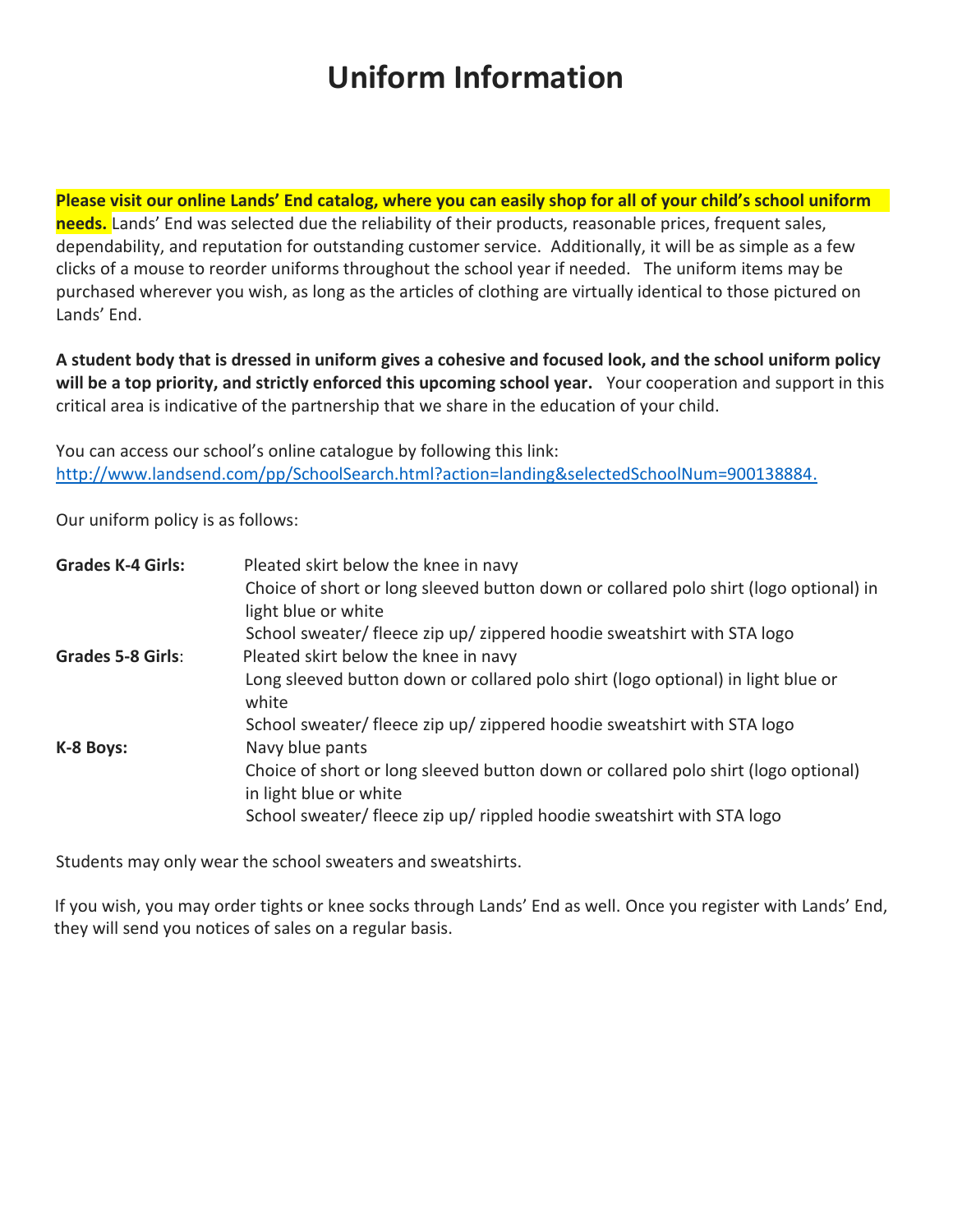# Uniform Information

**Please visit our online Lands' End catalog, where you can easily shop for all of your child's school uniform needs.** Lands' End was selected due the reliability of their products, reasonable prices, frequent sales, dependability, and reputation for outstanding customer service. Additionally, it will be as simple as a few clicks of a mouse to reorder uniforms throughout the school year if needed. The uniform items may be purchased wherever you wish, as long as the articles of clothing are virtually identical to those pictured on Lands' End.

**A student body that is dressed in uniform gives a cohesive and focused look, and the school uniform policy will be a top priority, and strictly enforced this upcoming school year.** Your cooperation and support in this critical area is indicative of the partnership that we share in the education of your child.

You can access our school's online catalogue by following this link:
http://www.landsend.com/pp/SchoolSearch.html?action=landing&selectedSchoolNum=900138884.

Our uniform policy is as follows:

**Grades K-4 Girls:**
- Pleated skirt below the knee in navy
- Choice of short or long sleeved button down or collared polo shirt (logo optional) in light blue or white
- School sweater/ fleece zip up/ zippered hoodie sweatshirt with STA logo

**Grades 5-8 Girls**:
- Pleated skirt below the knee in navy
- Long sleeved button down or collared polo shirt (logo optional) in light blue or white
- School sweater/ fleece zip up/ zippered hoodie sweatshirt with STA logo

**K-8 Boys:**
- Navy blue pants
- Choice of short or long sleeved button down or collared polo shirt (logo optional) in light blue or white
- School sweater/ fleece zip up/ rippled hoodie sweatshirt with STA logo

Students may only wear the school sweaters and sweatshirts.

If you wish, you may order tights or knee socks through Lands' End as well. Once you register with Lands' End, they will send you notices of sales on a regular basis.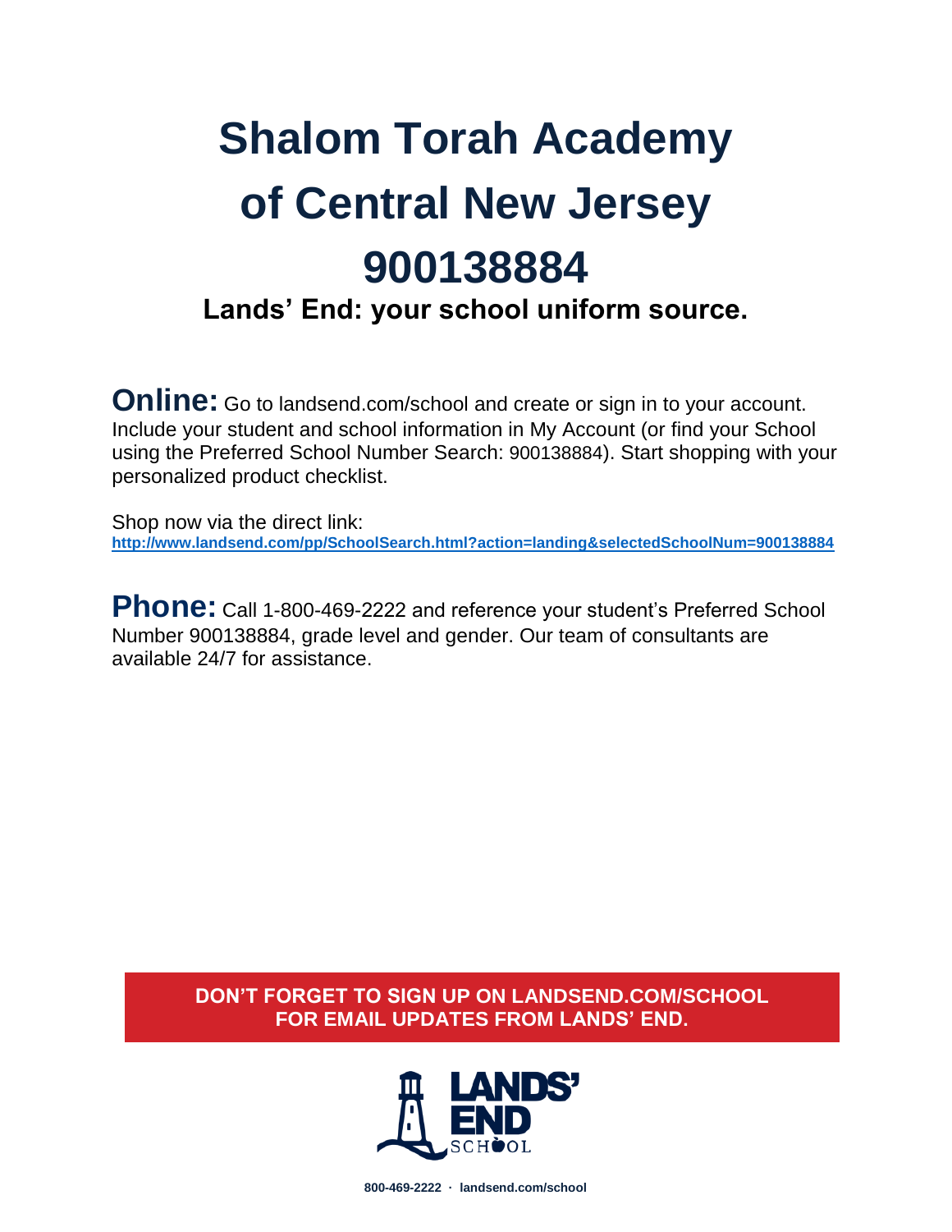# Shalom Torah Academy of Central New Jersey 900138884

**Lands' End: your school uniform source.**

**Online:** Go to landsend.com/school and create or sign in to your account. Include your student and school information in My Account (or find your School using the Preferred School Number Search: 900138884). Start shopping with your personalized product checklist.

Shop now via the direct link:
**http://www.landsend.com/pp/SchoolSearch.html?action=landing&selectedSchoolNum=900138884**

**Phone:** Call 1-800-469-2222 and reference your student's Preferred School Number 900138884, grade level and gender. Our team of consultants are available 24/7 for assistance.

**DON'T FORGET TO SIGN UP ON LANDSEND.COM/SCHOOL FOR EMAIL UPDATES FROM LANDS' END.**

LANDS' END SCHOOL

**800-469-2222 · landsend.com/school**